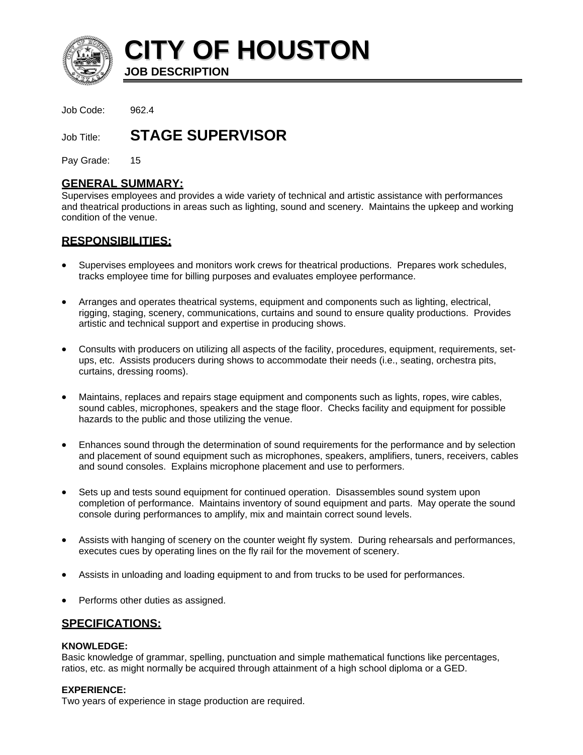# CITY OF HOUSTON

**JOB DESCRIPTION**

Job Code: 962.4

Job Title: **STAGE SUPERVISOR**

Pay Grade: 15

## GENERAL SUMMARY:

Supervises employees and provides a wide variety of technical and artistic assistance with performances and theatrical productions in areas such as lighting, sound and scenery. Maintains the upkeep and working condition of the venue.

## RESPONSIBILITIES:

- Supervises employees and monitors work crews for theatrical productions. Prepares work schedules, tracks employee time for billing purposes and evaluates employee performance.
- Arranges and operates theatrical systems, equipment and components such as lighting, electrical, rigging, staging, scenery, communications, curtains and sound to ensure quality productions. Provides artistic and technical support and expertise in producing shows.
- Consults with producers on utilizing all aspects of the facility, procedures, equipment, requirements, set-ups, etc. Assists producers during shows to accommodate their needs (i.e., seating, orchestra pits, curtains, dressing rooms).
- Maintains, replaces and repairs stage equipment and components such as lights, ropes, wire cables, sound cables, microphones, speakers and the stage floor. Checks facility and equipment for possible hazards to the public and those utilizing the venue.
- Enhances sound through the determination of sound requirements for the performance and by selection and placement of sound equipment such as microphones, speakers, amplifiers, tuners, receivers, cables and sound consoles. Explains microphone placement and use to performers.
- Sets up and tests sound equipment for continued operation. Disassembles sound system upon completion of performance. Maintains inventory of sound equipment and parts. May operate the sound console during performances to amplify, mix and maintain correct sound levels.
- Assists with hanging of scenery on the counter weight fly system. During rehearsals and performances, executes cues by operating lines on the fly rail for the movement of scenery.
- Assists in unloading and loading equipment to and from trucks to be used for performances.
- Performs other duties as assigned.

## SPECIFICATIONS:

**KNOWLEDGE:**

Basic knowledge of grammar, spelling, punctuation and simple mathematical functions like percentages, ratios, etc. as might normally be acquired through attainment of a high school diploma or a GED.

**EXPERIENCE:**

Two years of experience in stage production are required.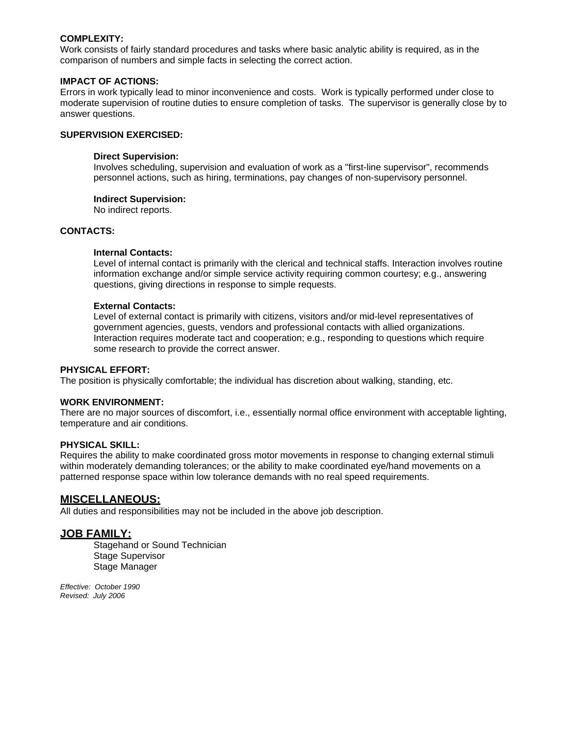**COMPLEXITY:**
Work consists of fairly standard procedures and tasks where basic analytic ability is required, as in the comparison of numbers and simple facts in selecting the correct action.

**IMPACT OF ACTIONS:**
Errors in work typically lead to minor inconvenience and costs. Work is typically performed under close to moderate supervision of routine duties to ensure completion of tasks. The supervisor is generally close by to answer questions.

**SUPERVISION EXERCISED:**

**Direct Supervision:**
Involves scheduling, supervision and evaluation of work as a "first-line supervisor", recommends personnel actions, such as hiring, terminations, pay changes of non-supervisory personnel.

**Indirect Supervision:**
No indirect reports.

**CONTACTS:**

**Internal Contacts:**
Level of internal contact is primarily with the clerical and technical staffs. Interaction involves routine information exchange and/or simple service activity requiring common courtesy; e.g., answering questions, giving directions in response to simple requests.

**External Contacts:**
Level of external contact is primarily with citizens, visitors and/or mid-level representatives of government agencies, guests, vendors and professional contacts with allied organizations. Interaction requires moderate tact and cooperation; e.g., responding to questions which require some research to provide the correct answer.

**PHYSICAL EFFORT:**
The position is physically comfortable; the individual has discretion about walking, standing, etc.

**WORK ENVIRONMENT:**
There are no major sources of discomfort, i.e., essentially normal office environment with acceptable lighting, temperature and air conditions.

**PHYSICAL SKILL:**
Requires the ability to make coordinated gross motor movements in response to changing external stimuli within moderately demanding tolerances; or the ability to make coordinated eye/hand movements on a patterned response space within low tolerance demands with no real speed requirements.

## MISCELLANEOUS:

All duties and responsibilities may not be included in the above job description.

## JOB FAMILY:

Stagehand or Sound Technician
Stage Supervisor
Stage Manager

*Effective: October 1990*
*Revised: July 2006*